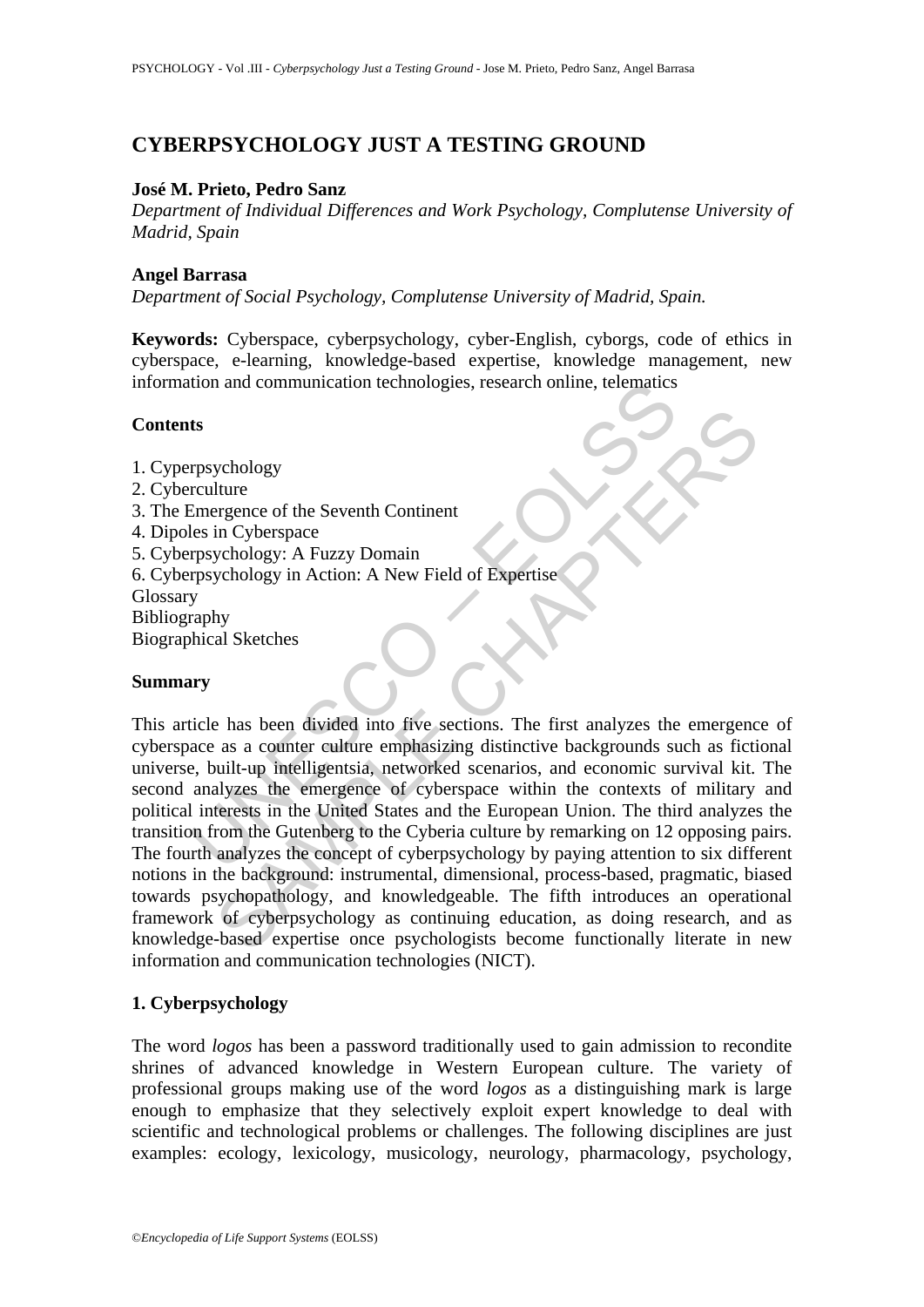# CYBERPSYCHOLOGY JUST A TESTING GROUND

**José M. Prieto, Pedro Sanz**

*Department of Individual Differences and Work Psychology, Complutense University of Madrid, Spain*

**Angel Barrasa**

*Department of Social Psychology, Complutense University of Madrid, Spain.*

**Keywords:** Cyberspace, cyberpsychology, cyber-English, cyborgs, code of ethics in cyberspace, e-learning, knowledge-based expertise, knowledge management, new information and communication technologies, research online, telematics

## Contents

1. Cyperpsychology
2. Cyberculture
3. The Emergence of the Seventh Continent
4. Dipoles in Cyberspace
5. Cyberpsychology: A Fuzzy Domain
6. Cyberpsychology in Action: A New Field of Expertise

Glossary
Bibliography
Biographical Sketches

## Summary

This article has been divided into five sections. The first analyzes the emergence of cyberspace as a counter culture emphasizing distinctive backgrounds such as fictional universe, built-up intelligentsia, networked scenarios, and economic survival kit. The second analyzes the emergence of cyberspace within the contexts of military and political interests in the United States and the European Union. The third analyzes the transition from the Gutenberg to the Cyberia culture by remarking on 12 opposing pairs. The fourth analyzes the concept of cyberpsychology by paying attention to six different notions in the background: instrumental, dimensional, process-based, pragmatic, biased towards psychopathology, and knowledgeable. The fifth introduces an operational framework of cyberpsychology as continuing education, as doing research, and as knowledge-based expertise once psychologists become functionally literate in new information and communication technologies (NICT).

## 1. Cyberpsychology

The word *logos* has been a password traditionally used to gain admission to recondite shrines of advanced knowledge in Western European culture. The variety of professional groups making use of the word *logos* as a distinguishing mark is large enough to emphasize that they selectively exploit expert knowledge to deal with scientific and technological problems or challenges. The following disciplines are just examples: ecology, lexicology, musicology, neurology, pharmacology, psychology,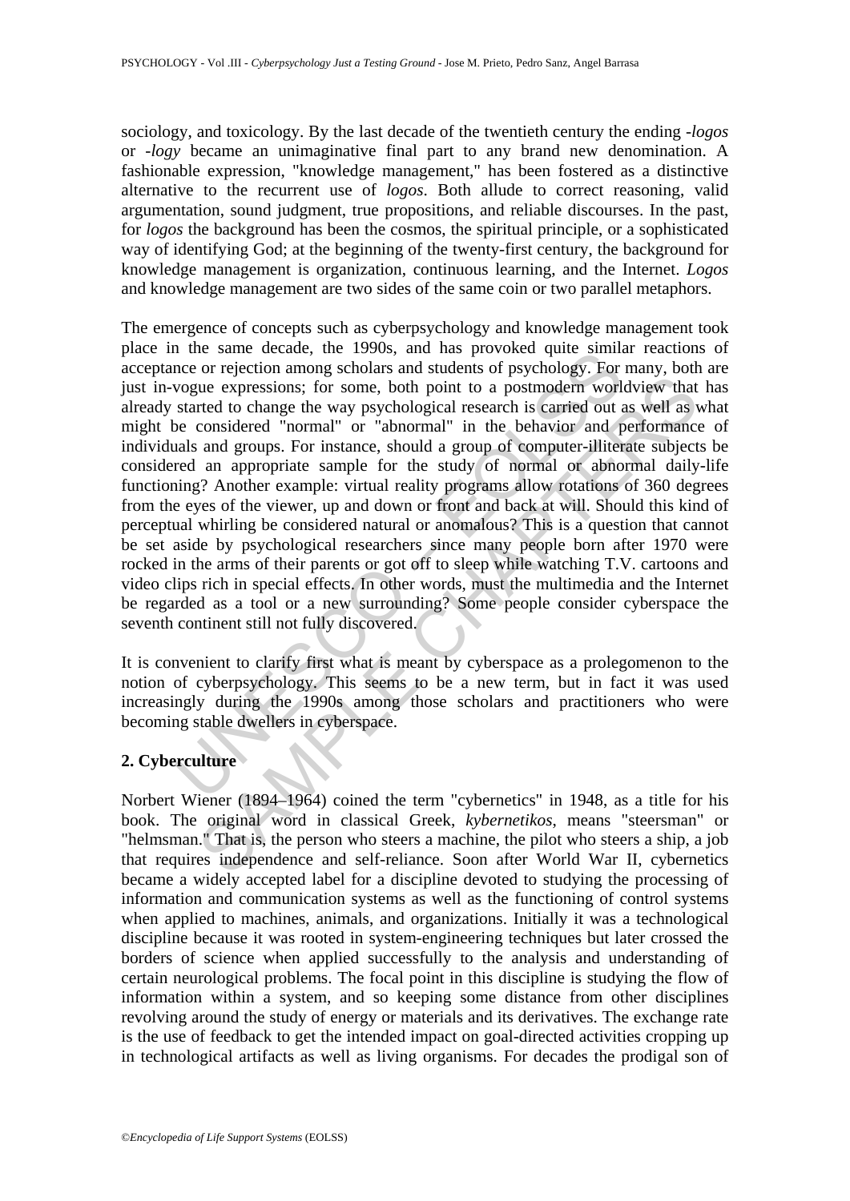sociology, and toxicology. By the last decade of the twentieth century the ending *-logos* or *-logy* became an unimaginative final part to any brand new denomination. A fashionable expression, "knowledge management," has been fostered as a distinctive alternative to the recurrent use of *logos*. Both allude to correct reasoning, valid argumentation, sound judgment, true propositions, and reliable discourses. In the past, for *logos* the background has been the cosmos, the spiritual principle, or a sophisticated way of identifying God; at the beginning of the twenty-first century, the background for knowledge management is organization, continuous learning, and the Internet. *Logos* and knowledge management are two sides of the same coin or two parallel metaphors.

The emergence of concepts such as cyberpsychology and knowledge management took place in the same decade, the 1990s, and has provoked quite similar reactions of acceptance or rejection among scholars and students of psychology. For many, both are just in-vogue expressions; for some, both point to a postmodern worldview that has already started to change the way psychological research is carried out as well as what might be considered "normal" or "abnormal" in the behavior and performance of individuals and groups. For instance, should a group of computer-illiterate subjects be considered an appropriate sample for the study of normal or abnormal daily-life functioning? Another example: virtual reality programs allow rotations of 360 degrees from the eyes of the viewer, up and down or front and back at will. Should this kind of perceptual whirling be considered natural or anomalous? This is a question that cannot be set aside by psychological researchers since many people born after 1970 were rocked in the arms of their parents or got off to sleep while watching T.V. cartoons and video clips rich in special effects. In other words, must the multimedia and the Internet be regarded as a tool or a new surrounding? Some people consider cyberspace the seventh continent still not fully discovered.

It is convenient to clarify first what is meant by cyberspace as a prolegomenon to the notion of cyberpsychology. This seems to be a new term, but in fact it was used increasingly during the 1990s among those scholars and practitioners who were becoming stable dwellers in cyberspace.

## 2. Cyberculture

Norbert Wiener (1894–1964) coined the term "cybernetics" in 1948, as a title for his book. The original word in classical Greek, *kybernetikos*, means "steersman" or "helmsman." That is, the person who steers a machine, the pilot who steers a ship, a job that requires independence and self-reliance. Soon after World War II, cybernetics became a widely accepted label for a discipline devoted to studying the processing of information and communication systems as well as the functioning of control systems when applied to machines, animals, and organizations. Initially it was a technological discipline because it was rooted in system-engineering techniques but later crossed the borders of science when applied successfully to the analysis and understanding of certain neurological problems. The focal point in this discipline is studying the flow of information within a system, and so keeping some distance from other disciplines revolving around the study of energy or materials and its derivatives. The exchange rate is the use of feedback to get the intended impact on goal-directed activities cropping up in technological artifacts as well as living organisms. For decades the prodigal son of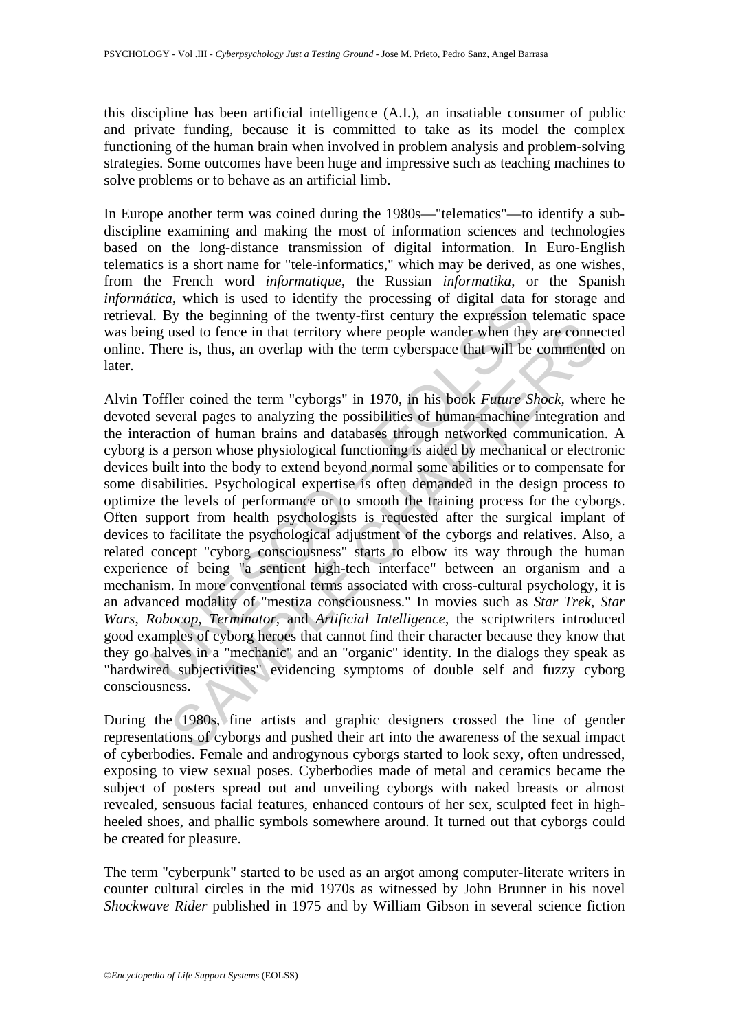this discipline has been artificial intelligence (A.I.), an insatiable consumer of public and private funding, because it is committed to take as its model the complex functioning of the human brain when involved in problem analysis and problem-solving strategies. Some outcomes have been huge and impressive such as teaching machines to solve problems or to behave as an artificial limb.

In Europe another term was coined during the 1980s—"telematics"—to identify a sub-discipline examining and making the most of information sciences and technologies based on the long-distance transmission of digital information. In Euro-English telematics is a short name for "tele-informatics," which may be derived, as one wishes, from the French word *informatique*, the Russian *informatika*, or the Spanish *informática*, which is used to identify the processing of digital data for storage and retrieval. By the beginning of the twenty-first century the expression telematic space was being used to fence in that territory where people wander when they are connected online. There is, thus, an overlap with the term cyberspace that will be commented on later.

Alvin Toffler coined the term "cyborgs" in 1970, in his book *Future Shock*, where he devoted several pages to analyzing the possibilities of human-machine integration and the interaction of human brains and databases through networked communication. A cyborg is a person whose physiological functioning is aided by mechanical or electronic devices built into the body to extend beyond normal some abilities or to compensate for some disabilities. Psychological expertise is often demanded in the design process to optimize the levels of performance or to smooth the training process for the cyborgs. Often support from health psychologists is requested after the surgical implant of devices to facilitate the psychological adjustment of the cyborgs and relatives. Also, a related concept "cyborg consciousness" starts to elbow its way through the human experience of being "a sentient high-tech interface" between an organism and a mechanism. In more conventional terms associated with cross-cultural psychology, it is an advanced modality of "mestiza consciousness." In movies such as *Star Trek*, *Star Wars*, *Robocop*, *Terminator*, and *Artificial Intelligence*, the scriptwriters introduced good examples of cyborg heroes that cannot find their character because they know that they go halves in a "mechanic" and an "organic" identity. In the dialogs they speak as "hardwired subjectivities" evidencing symptoms of double self and fuzzy cyborg consciousness.

During the 1980s, fine artists and graphic designers crossed the line of gender representations of cyborgs and pushed their art into the awareness of the sexual impact of cyberbodies. Female and androgynous cyborgs started to look sexy, often undressed, exposing to view sexual poses. Cyberbodies made of metal and ceramics became the subject of posters spread out and unveiling cyborgs with naked breasts or almost revealed, sensuous facial features, enhanced contours of her sex, sculpted feet in high-heeled shoes, and phallic symbols somewhere around. It turned out that cyborgs could be created for pleasure.

The term "cyberpunk" started to be used as an argot among computer-literate writers in counter cultural circles in the mid 1970s as witnessed by John Brunner in his novel *Shockwave Rider* published in 1975 and by William Gibson in several science fiction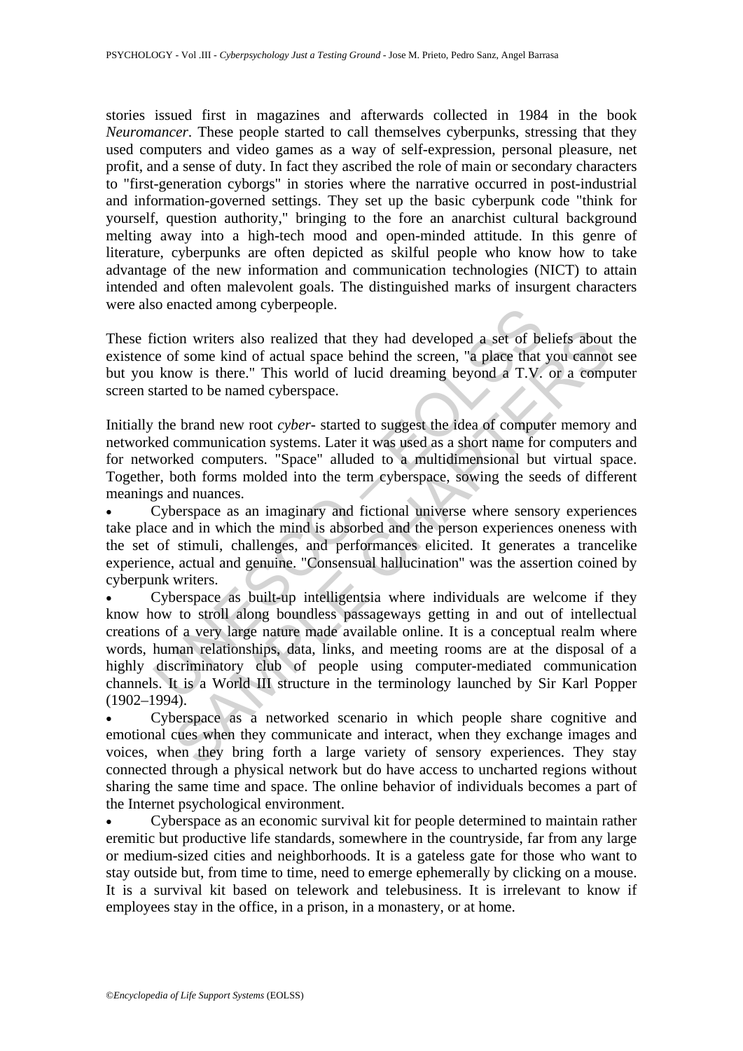stories issued first in magazines and afterwards collected in 1984 in the book *Neuromancer*. These people started to call themselves cyberpunks, stressing that they used computers and video games as a way of self-expression, personal pleasure, net profit, and a sense of duty. In fact they ascribed the role of main or secondary characters to "first-generation cyborgs" in stories where the narrative occurred in post-industrial and information-governed settings. They set up the basic cyberpunk code "think for yourself, question authority," bringing to the fore an anarchist cultural background melting away into a high-tech mood and open-minded attitude. In this genre of literature, cyberpunks are often depicted as skilful people who know how to take advantage of the new information and communication technologies (NICT) to attain intended and often malevolent goals. The distinguished marks of insurgent characters were also enacted among cyberpeople.

These fiction writers also realized that they had developed a set of beliefs about the existence of some kind of actual space behind the screen, "a place that you cannot see but you know is there." This world of lucid dreaming beyond a T.V. or a computer screen started to be named cyberspace.

Initially the brand new root *cyber-* started to suggest the idea of computer memory and networked communication systems. Later it was used as a short name for computers and for networked computers. "Space" alluded to a multidimensional but virtual space. Together, both forms molded into the term cyberspace, sowing the seeds of different meanings and nuances.

- Cyberspace as an imaginary and fictional universe where sensory experiences take place and in which the mind is absorbed and the person experiences oneness with the set of stimuli, challenges, and performances elicited. It generates a trancelike experience, actual and genuine. "Consensual hallucination" was the assertion coined by cyberpunk writers.
- Cyberspace as built-up intelligentsia where individuals are welcome if they know how to stroll along boundless passageways getting in and out of intellectual creations of a very large nature made available online. It is a conceptual realm where words, human relationships, data, links, and meeting rooms are at the disposal of a highly discriminatory club of people using computer-mediated communication channels. It is a World III structure in the terminology launched by Sir Karl Popper (1902–1994).
- Cyberspace as a networked scenario in which people share cognitive and emotional cues when they communicate and interact, when they exchange images and voices, when they bring forth a large variety of sensory experiences. They stay connected through a physical network but do have access to uncharted regions without sharing the same time and space. The online behavior of individuals becomes a part of the Internet psychological environment.
- Cyberspace as an economic survival kit for people determined to maintain rather eremitic but productive life standards, somewhere in the countryside, far from any large or medium-sized cities and neighborhoods. It is a gateless gate for those who want to stay outside but, from time to time, need to emerge ephemerally by clicking on a mouse. It is a survival kit based on telework and telebusiness. It is irrelevant to know if employees stay in the office, in a prison, in a monastery, or at home.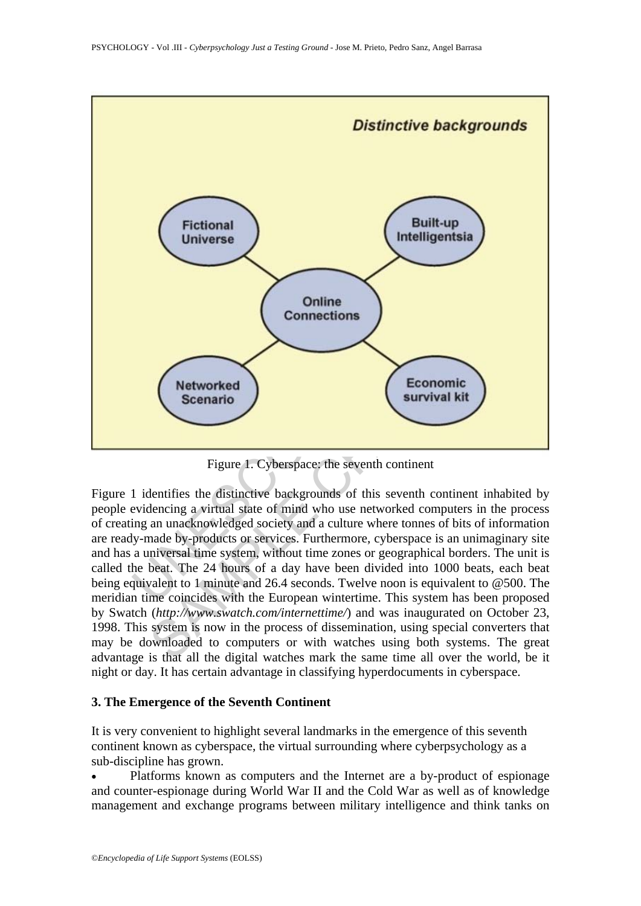Figure 1. Cyberspace: the seventh continent

Figure 1 identifies the distinctive backgrounds of this seventh continent inhabited by people evidencing a virtual state of mind who use networked computers in the process of creating an unacknowledged society and a culture where tonnes of bits of information are ready-made by-products or services. Furthermore, cyberspace is an unimaginary site and has a universal time system, without time zones or geographical borders. The unit is called the beat. The 24 hours of a day have been divided into 1000 beats, each beat being equivalent to 1 minute and 26.4 seconds. Twelve noon is equivalent to @500. The meridian time coincides with the European wintertime. This system has been proposed by Swatch (*http://www.swatch.com/internettime/*) and was inaugurated on October 23, 1998. This system is now in the process of dissemination, using special converters that may be downloaded to computers or with watches using both systems. The great advantage is that all the digital watches mark the same time all over the world, be it night or day. It has certain advantage in classifying hyperdocuments in cyberspace.

### 3. The Emergence of the Seventh Continent

It is very convenient to highlight several landmarks in the emergence of this seventh continent known as cyberspace, the virtual surrounding where cyberpsychology as a sub-discipline has grown.

- Platforms known as computers and the Internet are a by-product of espionage and counter-espionage during World War II and the Cold War as well as of knowledge management and exchange programs between military intelligence and think tanks on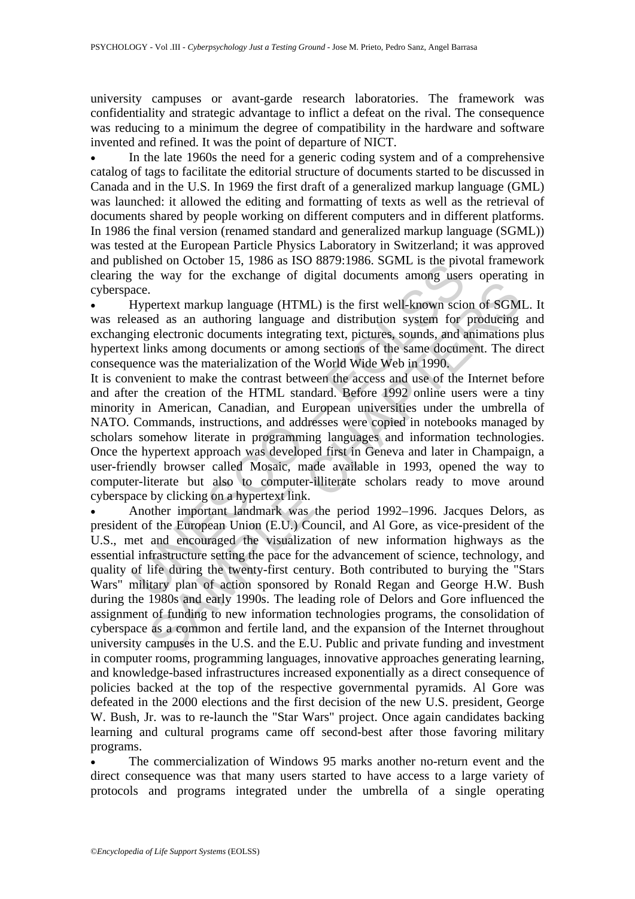university campuses or avant-garde research laboratories. The framework was confidentiality and strategic advantage to inflict a defeat on the rival. The consequence was reducing to a minimum the degree of compatibility in the hardware and software invented and refined. It was the point of departure of NICT.

- In the late 1960s the need for a generic coding system and of a comprehensive catalog of tags to facilitate the editorial structure of documents started to be discussed in Canada and in the U.S. In 1969 the first draft of a generalized markup language (GML) was launched: it allowed the editing and formatting of texts as well as the retrieval of documents shared by people working on different computers and in different platforms. In 1986 the final version (renamed standard and generalized markup language (SGML)) was tested at the European Particle Physics Laboratory in Switzerland; it was approved and published on October 15, 1986 as ISO 8879:1986. SGML is the pivotal framework clearing the way for the exchange of digital documents among users operating in cyberspace.
- Hypertext markup language (HTML) is the first well-known scion of SGML. It was released as an authoring language and distribution system for producing and exchanging electronic documents integrating text, pictures, sounds, and animations plus hypertext links among documents or among sections of the same document. The direct consequence was the materialization of the World Wide Web in 1990.

It is convenient to make the contrast between the access and use of the Internet before and after the creation of the HTML standard. Before 1992 online users were a tiny minority in American, Canadian, and European universities under the umbrella of NATO. Commands, instructions, and addresses were copied in notebooks managed by scholars somehow literate in programming languages and information technologies. Once the hypertext approach was developed first in Geneva and later in Champaign, a user-friendly browser called Mosaic, made available in 1993, opened the way to computer-literate but also to computer-illiterate scholars ready to move around cyberspace by clicking on a hypertext link.

- Another important landmark was the period 1992–1996. Jacques Delors, as president of the European Union (E.U.) Council, and Al Gore, as vice-president of the U.S., met and encouraged the visualization of new information highways as the essential infrastructure setting the pace for the advancement of science, technology, and quality of life during the twenty-first century. Both contributed to burying the "Stars Wars" military plan of action sponsored by Ronald Regan and George H.W. Bush during the 1980s and early 1990s. The leading role of Delors and Gore influenced the assignment of funding to new information technologies programs, the consolidation of cyberspace as a common and fertile land, and the expansion of the Internet throughout university campuses in the U.S. and the E.U. Public and private funding and investment in computer rooms, programming languages, innovative approaches generating learning, and knowledge-based infrastructures increased exponentially as a direct consequence of policies backed at the top of the respective governmental pyramids. Al Gore was defeated in the 2000 elections and the first decision of the new U.S. president, George W. Bush, Jr. was to re-launch the "Star Wars" project. Once again candidates backing learning and cultural programs came off second-best after those favoring military programs.
- The commercialization of Windows 95 marks another no-return event and the direct consequence was that many users started to have access to a large variety of protocols and programs integrated under the umbrella of a single operating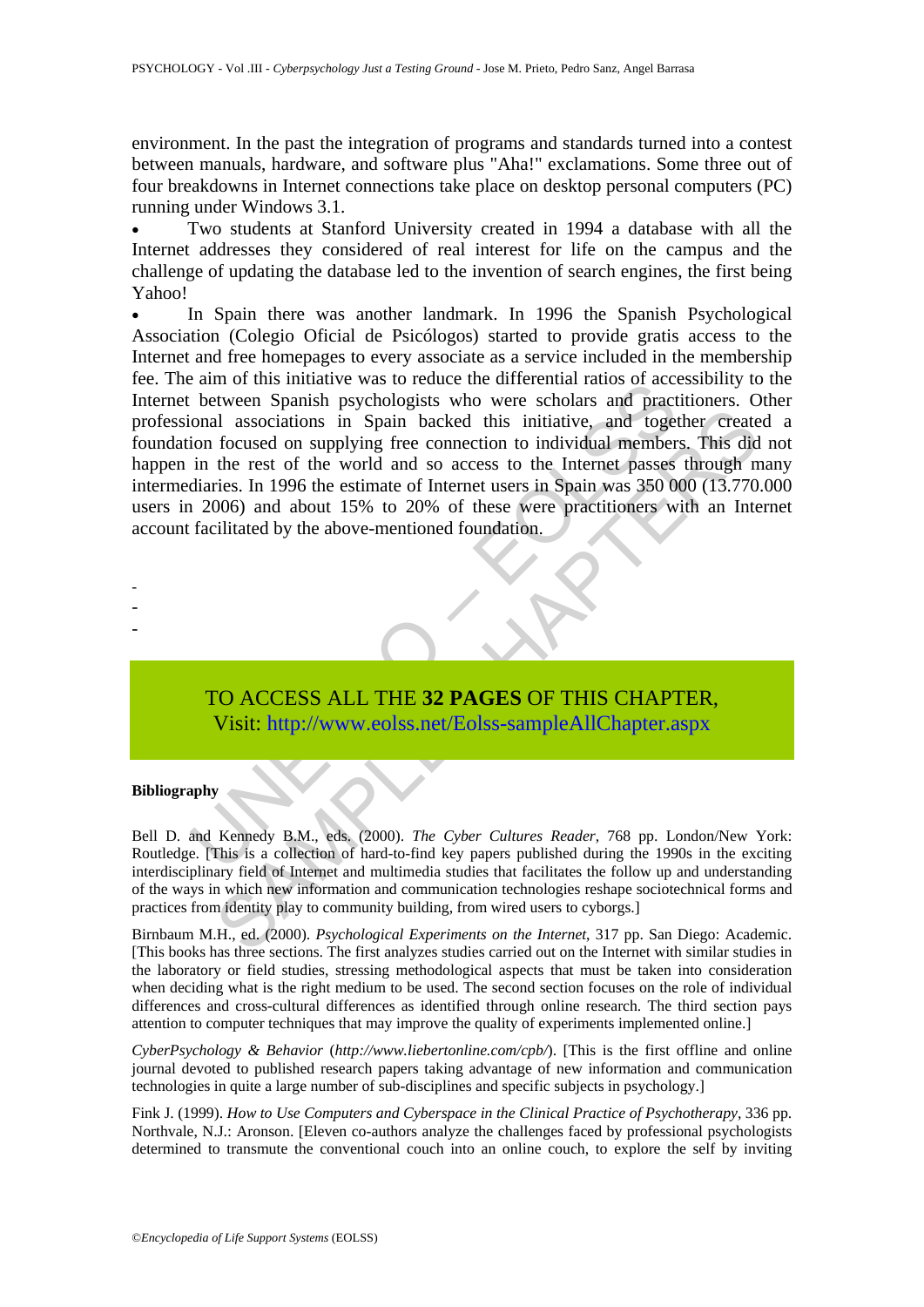environment. In the past the integration of programs and standards turned into a contest between manuals, hardware, and software plus "Aha!" exclamations. Some three out of four breakdowns in Internet connections take place on desktop personal computers (PC) running under Windows 3.1.

- Two students at Stanford University created in 1994 a database with all the Internet addresses they considered of real interest for life on the campus and the challenge of updating the database led to the invention of search engines, the first being Yahoo!
- In Spain there was another landmark. In 1996 the Spanish Psychological Association (Colegio Oficial de Psicólogos) started to provide gratis access to the Internet and free homepages to every associate as a service included in the membership fee. The aim of this initiative was to reduce the differential ratios of accessibility to the Internet between Spanish psychologists who were scholars and practitioners. Other professional associations in Spain backed this initiative, and together created a foundation focused on supplying free connection to individual members. This did not happen in the rest of the world and so access to the Internet passes through many intermediaries. In 1996 the estimate of Internet users in Spain was 350 000 (13.770.000 users in 2006) and about 15% to 20% of these were practitioners with an Internet account facilitated by the above-mentioned foundation.

-
-
-

TO ACCESS ALL THE **32 PAGES** OF THIS CHAPTER,
Visit: http://www.eolss.net/Eolss-sampleAllChapter.aspx

**Bibliography**

Bell D. and Kennedy B.M., eds. (2000). *The Cyber Cultures Reader*, 768 pp. London/New York: Routledge. [This is a collection of hard-to-find key papers published during the 1990s in the exciting interdisciplinary field of Internet and multimedia studies that facilitates the follow up and understanding of the ways in which new information and communication technologies reshape sociotechnical forms and practices from identity play to community building, from wired users to cyborgs.]

Birnbaum M.H., ed. (2000). *Psychological Experiments on the Internet*, 317 pp. San Diego: Academic. [This books has three sections. The first analyzes studies carried out on the Internet with similar studies in the laboratory or field studies, stressing methodological aspects that must be taken into consideration when deciding what is the right medium to be used. The second section focuses on the role of individual differences and cross-cultural differences as identified through online research. The third section pays attention to computer techniques that may improve the quality of experiments implemented online.]

*CyberPsychology & Behavior* (*http://www.liebertonline.com/cpb/*). [This is the first offline and online journal devoted to published research papers taking advantage of new information and communication technologies in quite a large number of sub-disciplines and specific subjects in psychology.]

Fink J. (1999). *How to Use Computers and Cyberspace in the Clinical Practice of Psychotherapy*, 336 pp. Northvale, N.J.: Aronson. [Eleven co-authors analyze the challenges faced by professional psychologists determined to transmute the conventional couch into an online couch, to explore the self by inviting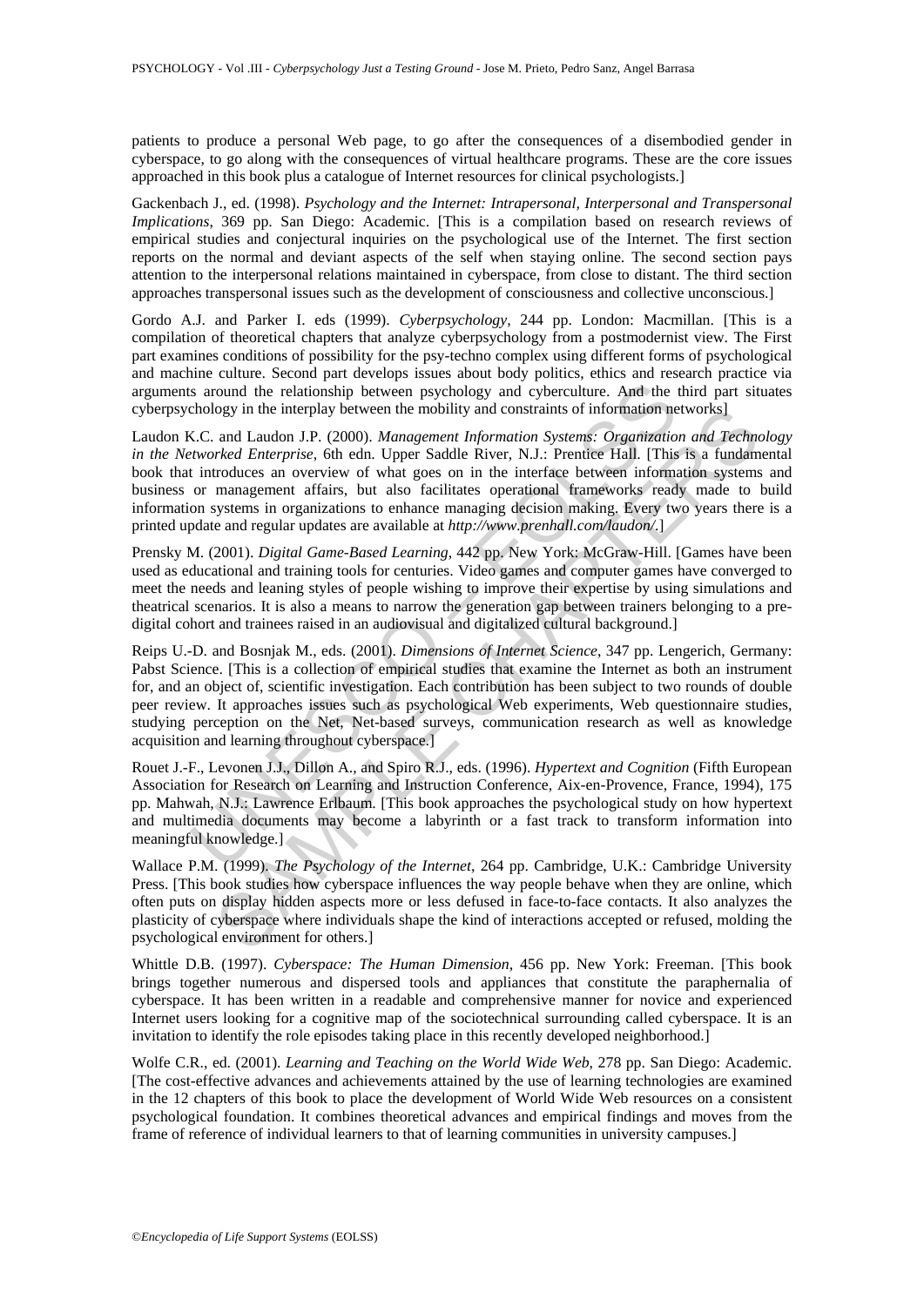patients to produce a personal Web page, to go after the consequences of a disembodied gender in cyberspace, to go along with the consequences of virtual healthcare programs. These are the core issues approached in this book plus a catalogue of Internet resources for clinical psychologists.]

Gackenbach J., ed. (1998). *Psychology and the Internet: Intrapersonal, Interpersonal and Transpersonal Implications*, 369 pp. San Diego: Academic. [This is a compilation based on research reviews of empirical studies and conjectural inquiries on the psychological use of the Internet. The first section reports on the normal and deviant aspects of the self when staying online. The second section pays attention to the interpersonal relations maintained in cyberspace, from close to distant. The third section approaches transpersonal issues such as the development of consciousness and collective unconscious.]

Gordo A.J. and Parker I. eds (1999). *Cyberpsychology*, 244 pp. London: Macmillan. [This is a compilation of theoretical chapters that analyze cyberpsychology from a postmodernist view. The First part examines conditions of possibility for the psy-techno complex using different forms of psychological and machine culture. Second part develops issues about body politics, ethics and research practice via arguments around the relationship between psychology and cyberculture. And the third part situates cyberpsychology in the interplay between the mobility and constraints of information networks]

Laudon K.C. and Laudon J.P. (2000). *Management Information Systems: Organization and Technology in the Networked Enterprise*, 6th edn. Upper Saddle River, N.J.: Prentice Hall. [This is a fundamental book that introduces an overview of what goes on in the interface between information systems and business or management affairs, but also facilitates operational frameworks ready made to build information systems in organizations to enhance managing decision making. Every two years there is a printed update and regular updates are available at *http://www.prenhall.com/laudon/*.]

Prensky M. (2001). *Digital Game-Based Learning*, 442 pp. New York: McGraw-Hill. [Games have been used as educational and training tools for centuries. Video games and computer games have converged to meet the needs and leaning styles of people wishing to improve their expertise by using simulations and theatrical scenarios. It is also a means to narrow the generation gap between trainers belonging to a pre-digital cohort and trainees raised in an audiovisual and digitalized cultural background.]

Reips U.-D. and Bosnjak M., eds. (2001). *Dimensions of Internet Science*, 347 pp. Lengerich, Germany: Pabst Science. [This is a collection of empirical studies that examine the Internet as both an instrument for, and an object of, scientific investigation. Each contribution has been subject to two rounds of double peer review. It approaches issues such as psychological Web experiments, Web questionnaire studies, studying perception on the Net, Net-based surveys, communication research as well as knowledge acquisition and learning throughout cyberspace.]

Rouet J.-F., Levonen J.J., Dillon A., and Spiro R.J., eds. (1996). *Hypertext and Cognition* (Fifth European Association for Research on Learning and Instruction Conference, Aix-en-Provence, France, 1994), 175 pp. Mahwah, N.J.: Lawrence Erlbaum. [This book approaches the psychological study on how hypertext and multimedia documents may become a labyrinth or a fast track to transform information into meaningful knowledge.]

Wallace P.M. (1999). *The Psychology of the Internet*, 264 pp. Cambridge, U.K.: Cambridge University Press. [This book studies how cyberspace influences the way people behave when they are online, which often puts on display hidden aspects more or less defused in face-to-face contacts. It also analyzes the plasticity of cyberspace where individuals shape the kind of interactions accepted or refused, molding the psychological environment for others.]

Whittle D.B. (1997). *Cyberspace: The Human Dimension*, 456 pp. New York: Freeman. [This book brings together numerous and dispersed tools and appliances that constitute the paraphernalia of cyberspace. It has been written in a readable and comprehensive manner for novice and experienced Internet users looking for a cognitive map of the sociotechnical surrounding called cyberspace. It is an invitation to identify the role episodes taking place in this recently developed neighborhood.]

Wolfe C.R., ed. (2001). *Learning and Teaching on the World Wide Web*, 278 pp. San Diego: Academic. [The cost-effective advances and achievements attained by the use of learning technologies are examined in the 12 chapters of this book to place the development of World Wide Web resources on a consistent psychological foundation. It combines theoretical advances and empirical findings and moves from the frame of reference of individual learners to that of learning communities in university campuses.]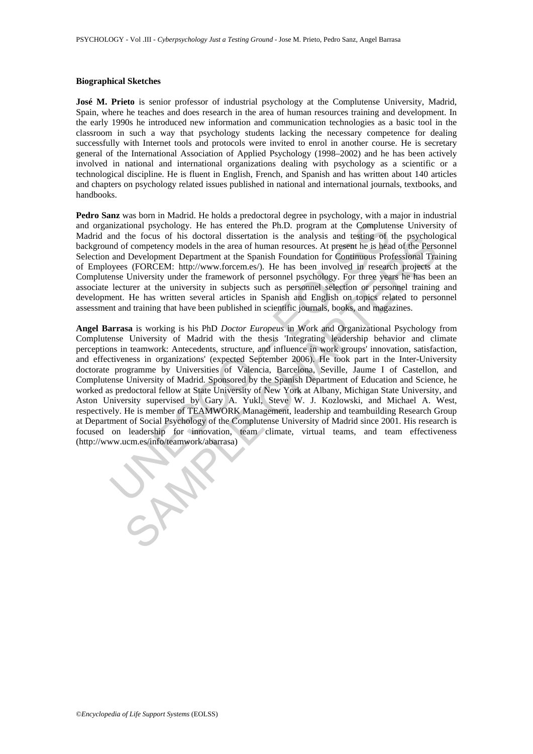**Biographical Sketches**

**José M. Prieto** is senior professor of industrial psychology at the Complutense University, Madrid, Spain, where he teaches and does research in the area of human resources training and development. In the early 1990s he introduced new information and communication technologies as a basic tool in the classroom in such a way that psychology students lacking the necessary competence for dealing successfully with Internet tools and protocols were invited to enrol in another course. He is secretary general of the International Association of Applied Psychology (1998–2002) and he has been actively involved in national and international organizations dealing with psychology as a scientific or a technological discipline. He is fluent in English, French, and Spanish and has written about 140 articles and chapters on psychology related issues published in national and international journals, textbooks, and handbooks.

**Pedro Sanz** was born in Madrid. He holds a predoctoral degree in psychology, with a major in industrial and organizational psychology. He has entered the Ph.D. program at the Complutense University of Madrid and the focus of his doctoral dissertation is the analysis and testing of the psychological background of competency models in the area of human resources. At present he is head of the Personnel Selection and Development Department at the Spanish Foundation for Continuous Professional Training of Employees (FORCEM: http://www.forcem.es/). He has been involved in research projects at the Complutense University under the framework of personnel psychology. For three years he has been an associate lecturer at the university in subjects such as personnel selection or personnel training and development. He has written several articles in Spanish and English on topics related to personnel assessment and training that have been published in scientific journals, books, and magazines.

**Angel Barrasa** is working is his PhD *Doctor Europeus* in Work and Organizational Psychology from Complutense University of Madrid with the thesis 'Integrating leadership behavior and climate perceptions in teamwork: Antecedents, structure, and influence in work groups' innovation, satisfaction, and effectiveness in organizations' (expected September 2006). He took part in the Inter-University doctorate programme by Universities of Valencia, Barcelona, Seville, Jaume I of Castellon, and Complutense University of Madrid. Sponsored by the Spanish Department of Education and Science, he worked as predoctoral fellow at State University of New York at Albany, Michigan State University, and Aston University supervised by Gary A. Yukl, Steve W. J. Kozlowski, and Michael A. West, respectively. He is member of TEAMWORK Management, leadership and teambuilding Research Group at Department of Social Psychology of the Complutense University of Madrid since 2001. His research is focused on leadership for innovation, team climate, virtual teams, and team effectiveness (http://www.ucm.es/info/teamwork/abarrasa)